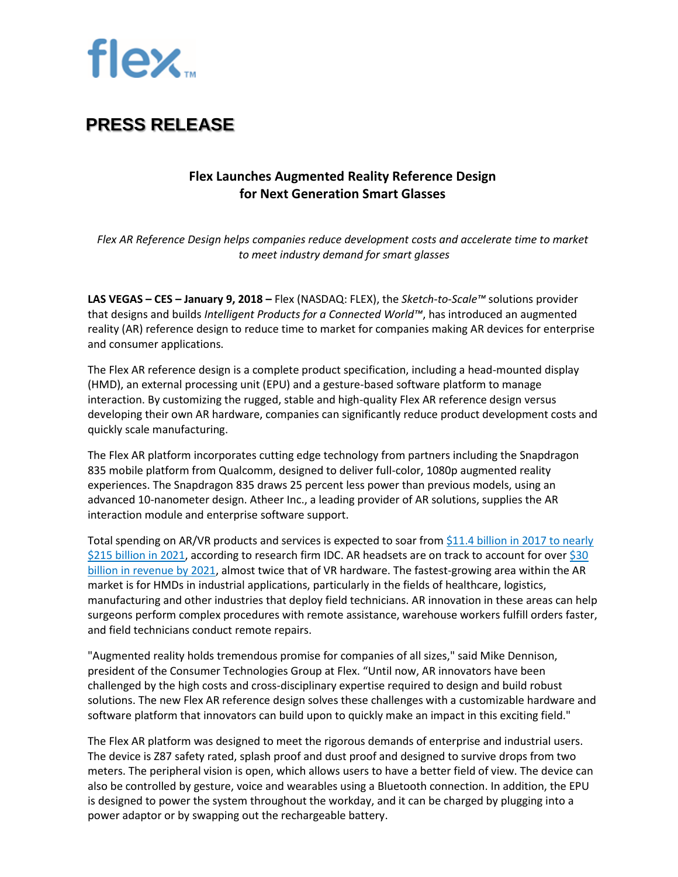flex™

# PRESS RELEASE

## Flex Launches Augmented Reality Reference Design for Next Generation Smart Glasses

*Flex AR Reference Design helps companies reduce development costs and accelerate time to market to meet industry demand for smart glasses*

**LAS VEGAS – CES – January 9, 2018 –** Flex (NASDAQ: FLEX), the *Sketch-to-Scale™* solutions provider that designs and builds *Intelligent Products for a Connected World™*, has introduced an augmented reality (AR) reference design to reduce time to market for companies making AR devices for enterprise and consumer applications.

The Flex AR reference design is a complete product specification, including a head-mounted display (HMD), an external processing unit (EPU) and a gesture-based software platform to manage interaction. By customizing the rugged, stable and high-quality Flex AR reference design versus developing their own AR hardware, companies can significantly reduce product development costs and quickly scale manufacturing.

The Flex AR platform incorporates cutting edge technology from partners including the Snapdragon 835 mobile platform from Qualcomm, designed to deliver full-color, 1080p augmented reality experiences. The Snapdragon 835 draws 25 percent less power than previous models, using an advanced 10-nanometer design. Atheer Inc., a leading provider of AR solutions, supplies the AR interaction module and enterprise software support.

Total spending on AR/VR products and services is expected to soar from $11.4 billion in 2017 to nearly $215 billion in 2021, according to research firm IDC. AR headsets are on track to account for over $30 billion in revenue by 2021, almost twice that of VR hardware. The fastest-growing area within the AR market is for HMDs in industrial applications, particularly in the fields of healthcare, logistics, manufacturing and other industries that deploy field technicians. AR innovation in these areas can help surgeons perform complex procedures with remote assistance, warehouse workers fulfill orders faster, and field technicians conduct remote repairs.

"Augmented reality holds tremendous promise for companies of all sizes," said Mike Dennison, president of the Consumer Technologies Group at Flex. "Until now, AR innovators have been challenged by the high costs and cross-disciplinary expertise required to design and build robust solutions. The new Flex AR reference design solves these challenges with a customizable hardware and software platform that innovators can build upon to quickly make an impact in this exciting field."

The Flex AR platform was designed to meet the rigorous demands of enterprise and industrial users. The device is Z87 safety rated, splash proof and dust proof and designed to survive drops from two meters. The peripheral vision is open, which allows users to have a better field of view. The device can also be controlled by gesture, voice and wearables using a Bluetooth connection. In addition, the EPU is designed to power the system throughout the workday, and it can be charged by plugging into a power adaptor or by swapping out the rechargeable battery.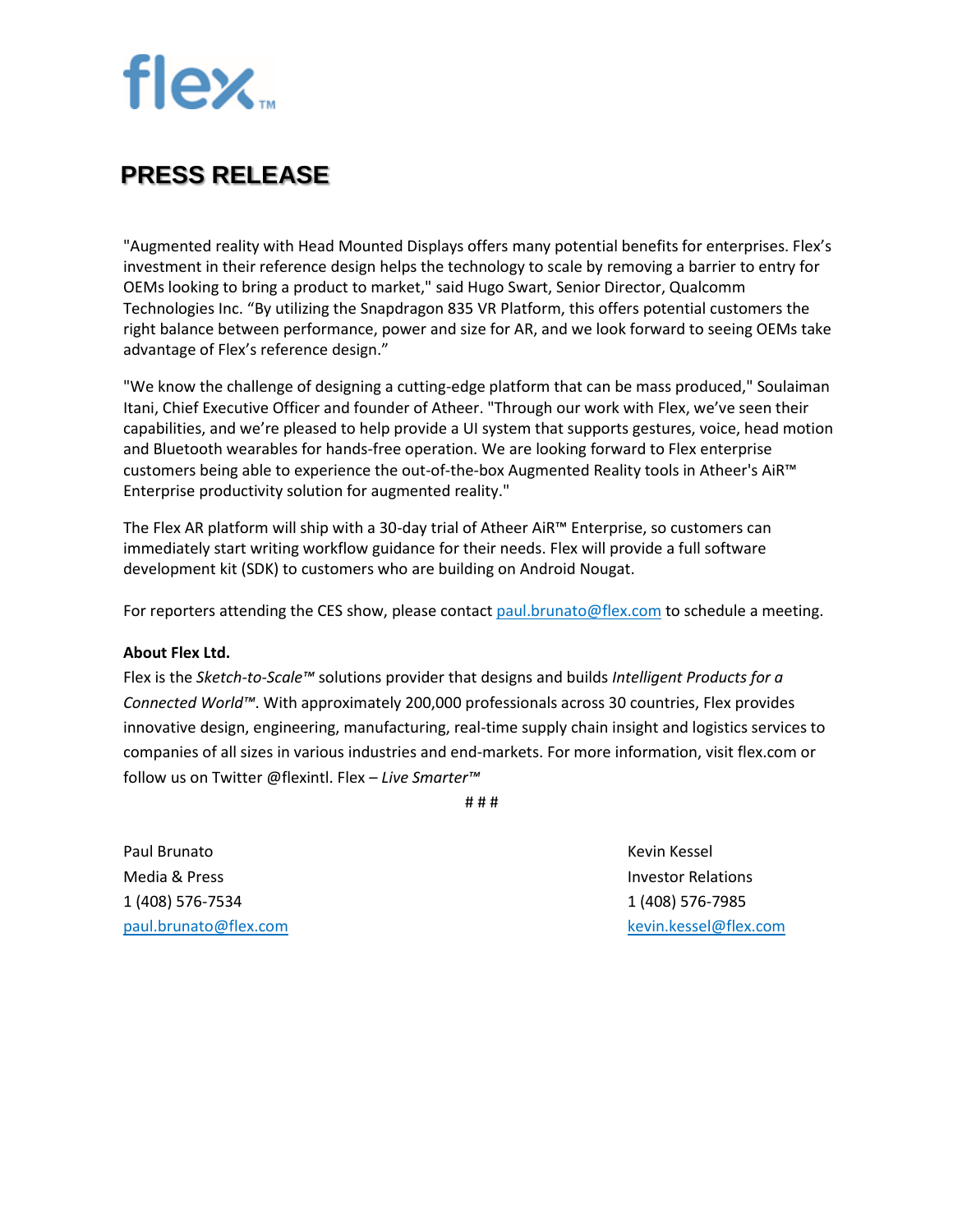# PRESS RELEASE

"Augmented reality with Head Mounted Displays offers many potential benefits for enterprises. Flex's investment in their reference design helps the technology to scale by removing a barrier to entry for OEMs looking to bring a product to market," said Hugo Swart, Senior Director, Qualcomm Technologies Inc. "By utilizing the Snapdragon 835 VR Platform, this offers potential customers the right balance between performance, power and size for AR, and we look forward to seeing OEMs take advantage of Flex's reference design."

"We know the challenge of designing a cutting-edge platform that can be mass produced," Soulaiman Itani, Chief Executive Officer and founder of Atheer. "Through our work with Flex, we've seen their capabilities, and we're pleased to help provide a UI system that supports gestures, voice, head motion and Bluetooth wearables for hands-free operation. We are looking forward to Flex enterprise customers being able to experience the out-of-the-box Augmented Reality tools in Atheer's AiR™ Enterprise productivity solution for augmented reality."

The Flex AR platform will ship with a 30-day trial of Atheer AiR™ Enterprise, so customers can immediately start writing workflow guidance for their needs. Flex will provide a full software development kit (SDK) to customers who are building on Android Nougat.

For reporters attending the CES show, please contact paul.brunato@flex.com to schedule a meeting.

**About Flex Ltd.**

Flex is the *Sketch-to-Scale™* solutions provider that designs and builds *Intelligent Products for a Connected World™*. With approximately 200,000 professionals across 30 countries, Flex provides innovative design, engineering, manufacturing, real-time supply chain insight and logistics services to companies of all sizes in various industries and end-markets. For more information, visit flex.com or follow us on Twitter @flexintl. Flex – *Live Smarter™*

# # #

Paul Brunato
Media & Press
1 (408) 576-7534
paul.brunato@flex.com

Kevin Kessel
Investor Relations
1 (408) 576-7985
kevin.kessel@flex.com